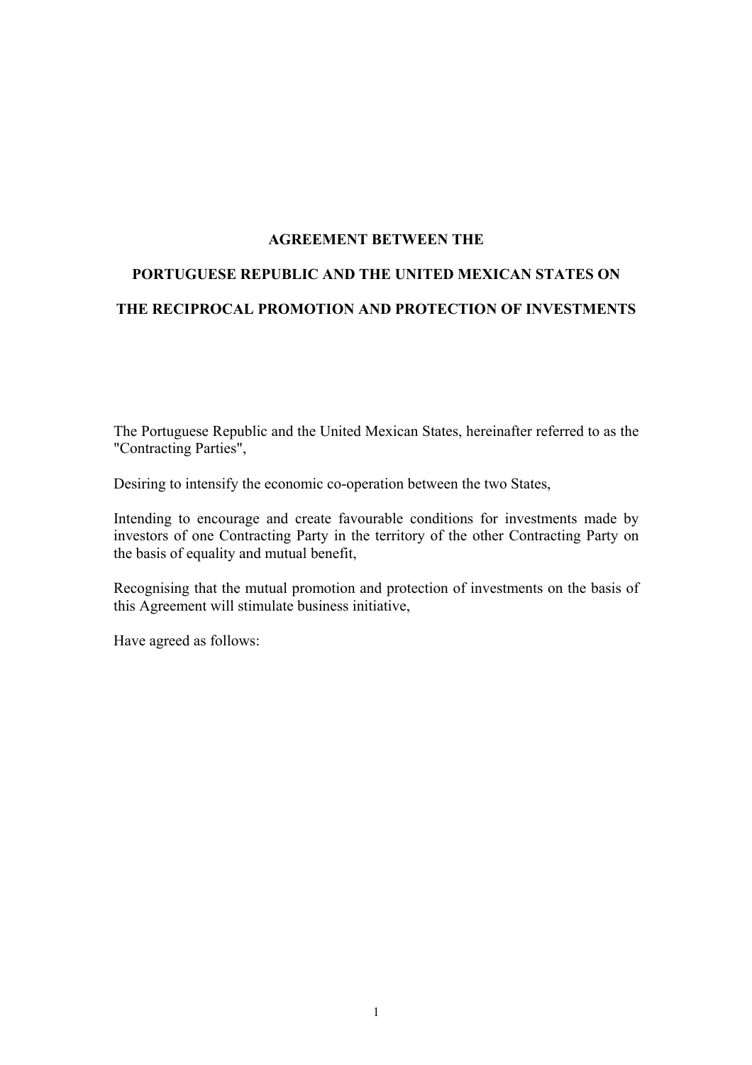# AGREEMENT BETWEEN THE PORTUGUESE REPUBLIC AND THE UNITED MEXICAN STATES ON THE RECIPROCAL PROMOTION AND PROTECTION OF INVESTMENTS

The Portuguese Republic and the United Mexican States, hereinafter referred to as the "Contracting Parties",

Desiring to intensify the economic co-operation between the two States,

Intending to encourage and create favourable conditions for investments made by investors of one Contracting Party in the territory of the other Contracting Party on the basis of equality and mutual benefit,

Recognising that the mutual promotion and protection of investments on the basis of this Agreement will stimulate business initiative,

Have agreed as follows: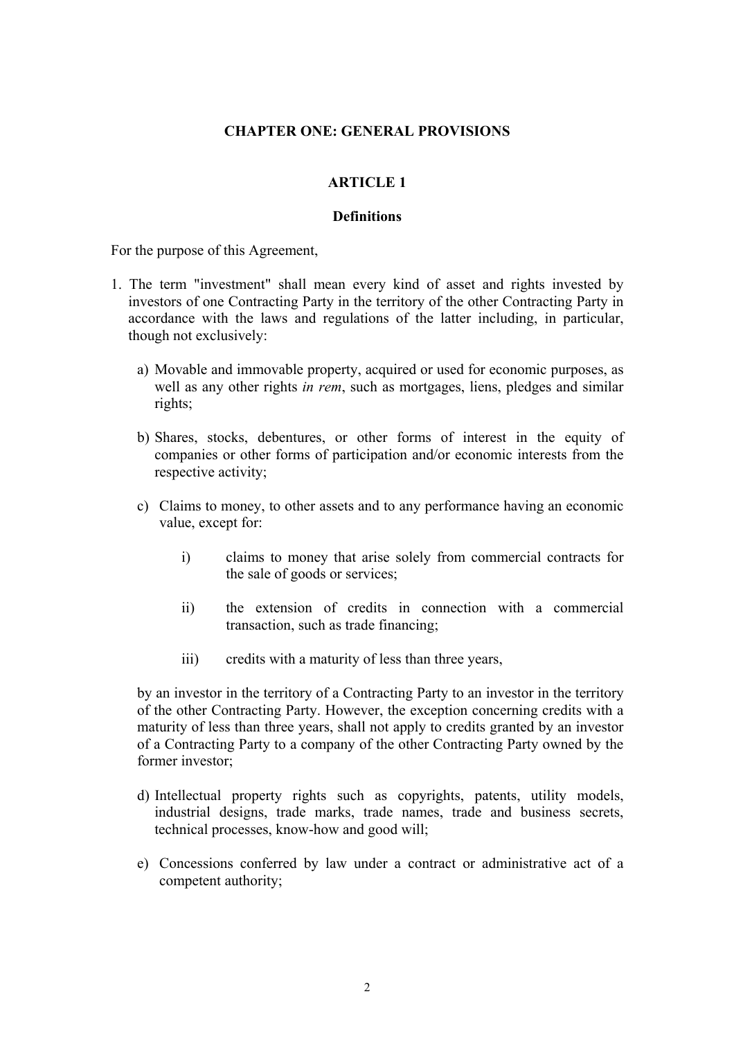## CHAPTER ONE: GENERAL PROVISIONS

### ARTICLE 1

### Definitions

For the purpose of this Agreement,

1. The term "investment" shall mean every kind of asset and rights invested by investors of one Contracting Party in the territory of the other Contracting Party in accordance with the laws and regulations of the latter including, in particular, though not exclusively:

   a) Movable and immovable property, acquired or used for economic purposes, as well as any other rights *in rem*, such as mortgages, liens, pledges and similar rights;

   b) Shares, stocks, debentures, or other forms of interest in the equity of companies or other forms of participation and/or economic interests from the respective activity;

   c) Claims to money, to other assets and to any performance having an economic value, except for:

      i) claims to money that arise solely from commercial contracts for the sale of goods or services;

      ii) the extension of credits in connection with a commercial transaction, such as trade financing;

      iii) credits with a maturity of less than three years,

   by an investor in the territory of a Contracting Party to an investor in the territory of the other Contracting Party. However, the exception concerning credits with a maturity of less than three years, shall not apply to credits granted by an investor of a Contracting Party to a company of the other Contracting Party owned by the former investor;

   d) Intellectual property rights such as copyrights, patents, utility models, industrial designs, trade marks, trade names, trade and business secrets, technical processes, know-how and good will;

   e) Concessions conferred by law under a contract or administrative act of a competent authority;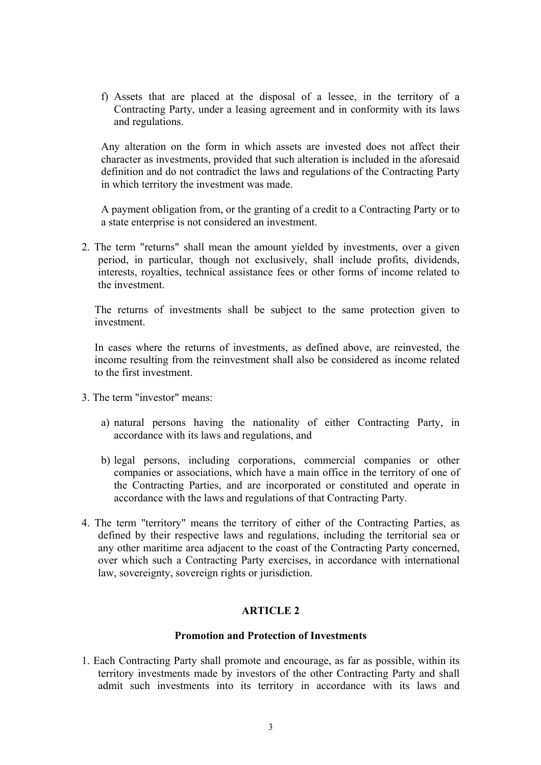f) Assets that are placed at the disposal of a lessee, in the territory of a Contracting Party, under a leasing agreement and in conformity with its laws and regulations.

Any alteration on the form in which assets are invested does not affect their character as investments, provided that such alteration is included in the aforesaid definition and do not contradict the laws and regulations of the Contracting Party in which territory the investment was made.

A payment obligation from, or the granting of a credit to a Contracting Party or to a state enterprise is not considered an investment.

2. The term "returns" shall mean the amount yielded by investments, over a given period, in particular, though not exclusively, shall include profits, dividends, interests, royalties, technical assistance fees or other forms of income related to the investment.

   The returns of investments shall be subject to the same protection given to investment.

   In cases where the returns of investments, as defined above, are reinvested, the income resulting from the reinvestment shall also be considered as income related to the first investment.

3. The term "investor" means:

   a) natural persons having the nationality of either Contracting Party, in accordance with its laws and regulations, and

   b) legal persons, including corporations, commercial companies or other companies or associations, which have a main office in the territory of one of the Contracting Parties, and are incorporated or constituted and operate in accordance with the laws and regulations of that Contracting Party.

4. The term "territory" means the territory of either of the Contracting Parties, as defined by their respective laws and regulations, including the territorial sea or any other maritime area adjacent to the coast of the Contracting Party concerned, over which such a Contracting Party exercises, in accordance with international law, sovereignty, sovereign rights or jurisdiction.

## ARTICLE 2

### Promotion and Protection of Investments

1. Each Contracting Party shall promote and encourage, as far as possible, within its territory investments made by investors of the other Contracting Party and shall admit such investments into its territory in accordance with its laws and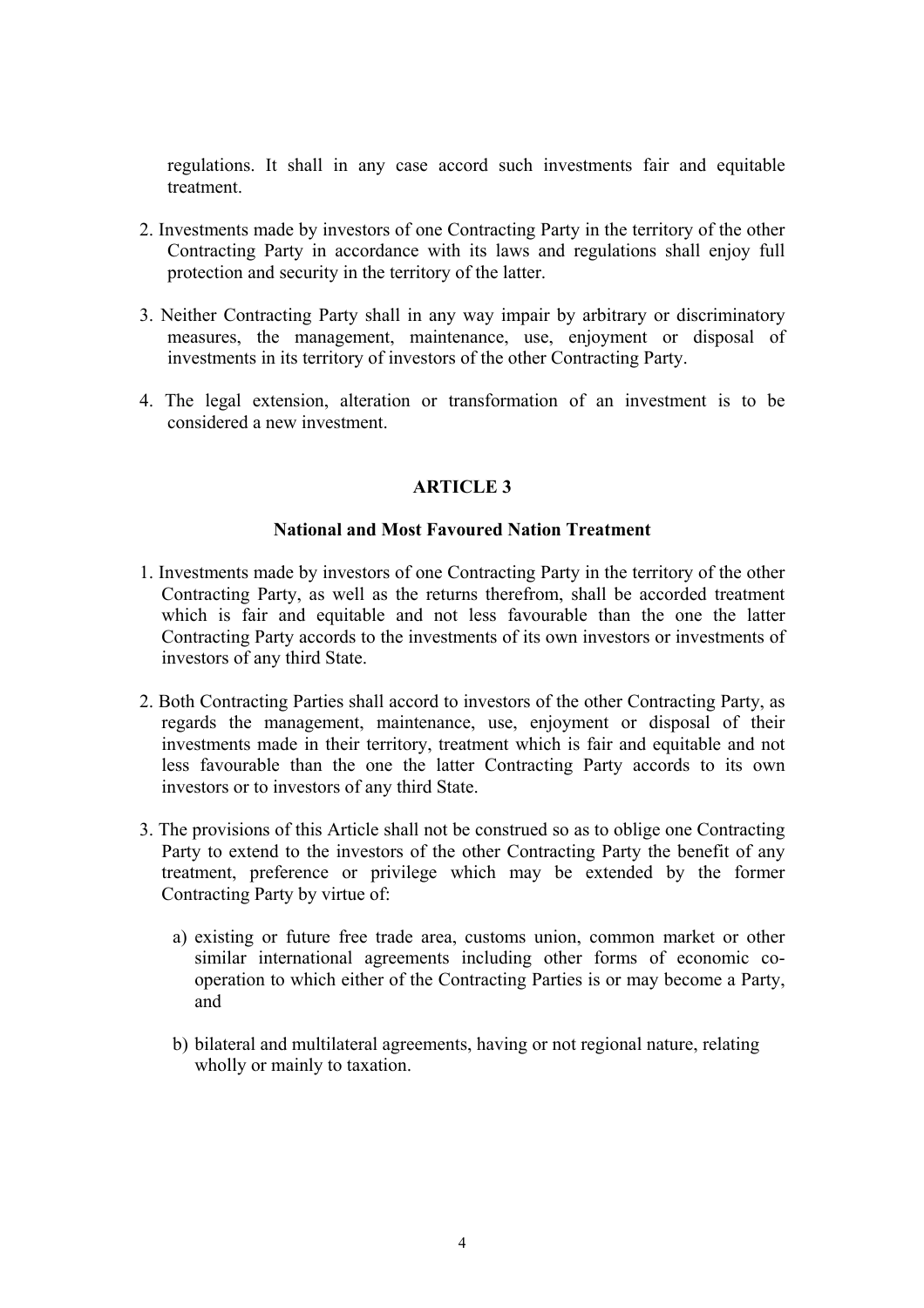regulations. It shall in any case accord such investments fair and equitable treatment.

2. Investments made by investors of one Contracting Party in the territory of the other Contracting Party in accordance with its laws and regulations shall enjoy full protection and security in the territory of the latter.

3. Neither Contracting Party shall in any way impair by arbitrary or discriminatory measures, the management, maintenance, use, enjoyment or disposal of investments in its territory of investors of the other Contracting Party.

4. The legal extension, alteration or transformation of an investment is to be considered a new investment.

## ARTICLE 3

### National and Most Favoured Nation Treatment

1. Investments made by investors of one Contracting Party in the territory of the other Contracting Party, as well as the returns therefrom, shall be accorded treatment which is fair and equitable and not less favourable than the one the latter Contracting Party accords to the investments of its own investors or investments of investors of any third State.

2. Both Contracting Parties shall accord to investors of the other Contracting Party, as regards the management, maintenance, use, enjoyment or disposal of their investments made in their territory, treatment which is fair and equitable and not less favourable than the one the latter Contracting Party accords to its own investors or to investors of any third State.

3. The provisions of this Article shall not be construed so as to oblige one Contracting Party to extend to the investors of the other Contracting Party the benefit of any treatment, preference or privilege which may be extended by the former Contracting Party by virtue of:

   a) existing or future free trade area, customs union, common market or other similar international agreements including other forms of economic co-operation to which either of the Contracting Parties is or may become a Party, and

   b) bilateral and multilateral agreements, having or not regional nature, relating wholly or mainly to taxation.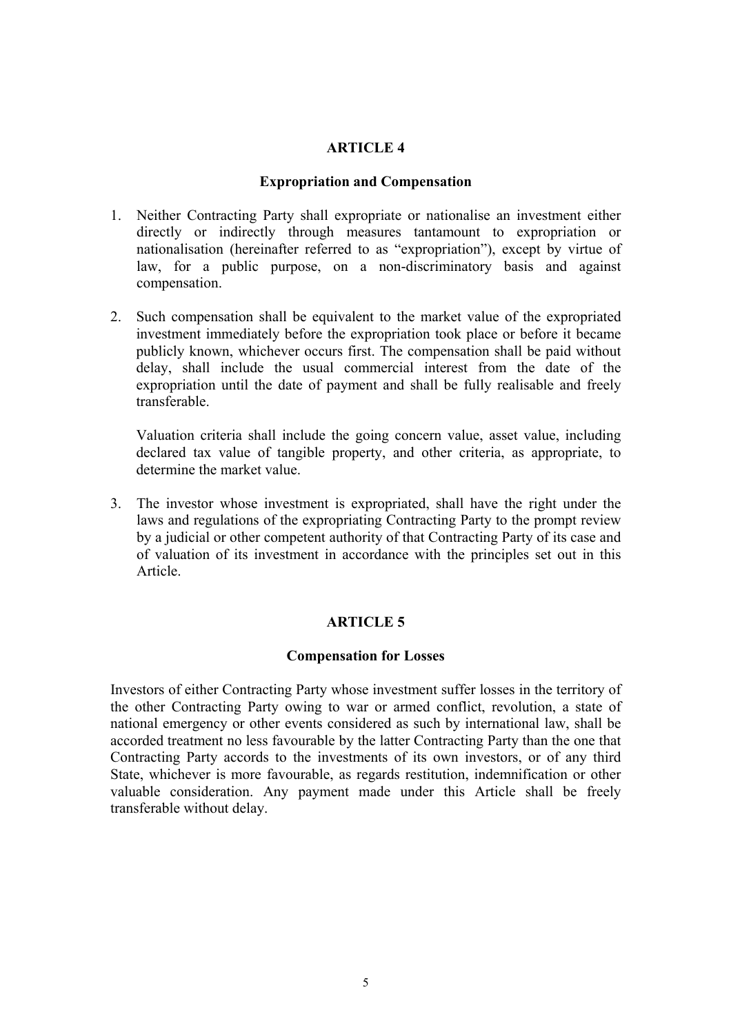## ARTICLE 4

### Expropriation and Compensation

1. Neither Contracting Party shall expropriate or nationalise an investment either directly or indirectly through measures tantamount to expropriation or nationalisation (hereinafter referred to as "expropriation"), except by virtue of law, for a public purpose, on a non-discriminatory basis and against compensation.

2. Such compensation shall be equivalent to the market value of the expropriated investment immediately before the expropriation took place or before it became publicly known, whichever occurs first. The compensation shall be paid without delay, shall include the usual commercial interest from the date of the expropriation until the date of payment and shall be fully realisable and freely transferable.

   Valuation criteria shall include the going concern value, asset value, including declared tax value of tangible property, and other criteria, as appropriate, to determine the market value.

3. The investor whose investment is expropriated, shall have the right under the laws and regulations of the expropriating Contracting Party to the prompt review by a judicial or other competent authority of that Contracting Party of its case and of valuation of its investment in accordance with the principles set out in this Article.

## ARTICLE 5

### Compensation for Losses

Investors of either Contracting Party whose investment suffer losses in the territory of the other Contracting Party owing to war or armed conflict, revolution, a state of national emergency or other events considered as such by international law, shall be accorded treatment no less favourable by the latter Contracting Party than the one that Contracting Party accords to the investments of its own investors, or of any third State, whichever is more favourable, as regards restitution, indemnification or other valuable consideration. Any payment made under this Article shall be freely transferable without delay.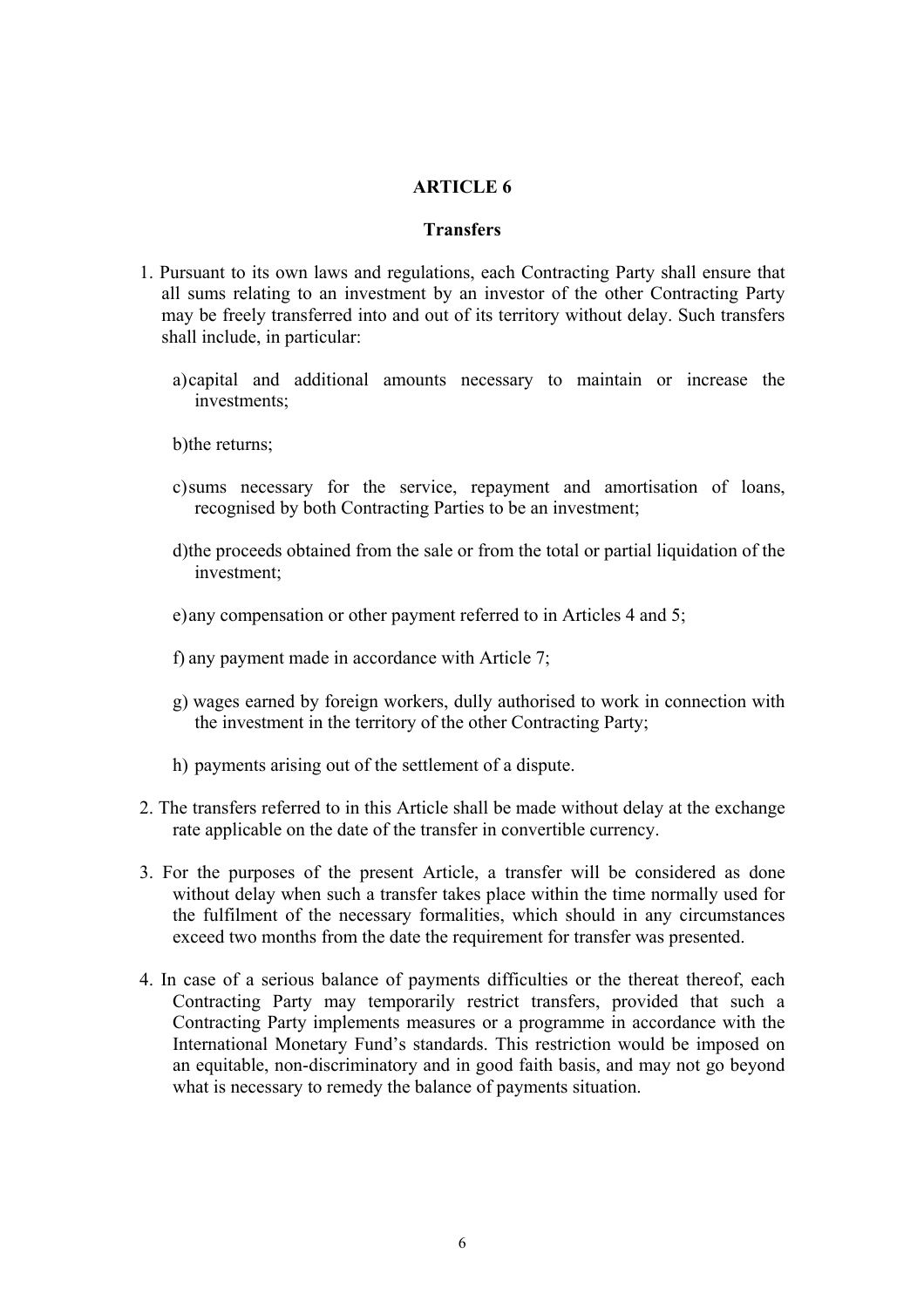## ARTICLE 6

### Transfers

1. Pursuant to its own laws and regulations, each Contracting Party shall ensure that all sums relating to an investment by an investor of the other Contracting Party may be freely transferred into and out of its territory without delay. Such transfers shall include, in particular:

   a) capital and additional amounts necessary to maintain or increase the investments;

   b) the returns;

   c) sums necessary for the service, repayment and amortisation of loans, recognised by both Contracting Parties to be an investment;

   d) the proceeds obtained from the sale or from the total or partial liquidation of the investment;

   e) any compensation or other payment referred to in Articles 4 and 5;

   f) any payment made in accordance with Article 7;

   g) wages earned by foreign workers, dully authorised to work in connection with the investment in the territory of the other Contracting Party;

   h) payments arising out of the settlement of a dispute.

2. The transfers referred to in this Article shall be made without delay at the exchange rate applicable on the date of the transfer in convertible currency.

3. For the purposes of the present Article, a transfer will be considered as done without delay when such a transfer takes place within the time normally used for the fulfilment of the necessary formalities, which should in any circumstances exceed two months from the date the requirement for transfer was presented.

4. In case of a serious balance of payments difficulties or the thereat thereof, each Contracting Party may temporarily restrict transfers, provided that such a Contracting Party implements measures or a programme in accordance with the International Monetary Fund's standards. This restriction would be imposed on an equitable, non-discriminatory and in good faith basis, and may not go beyond what is necessary to remedy the balance of payments situation.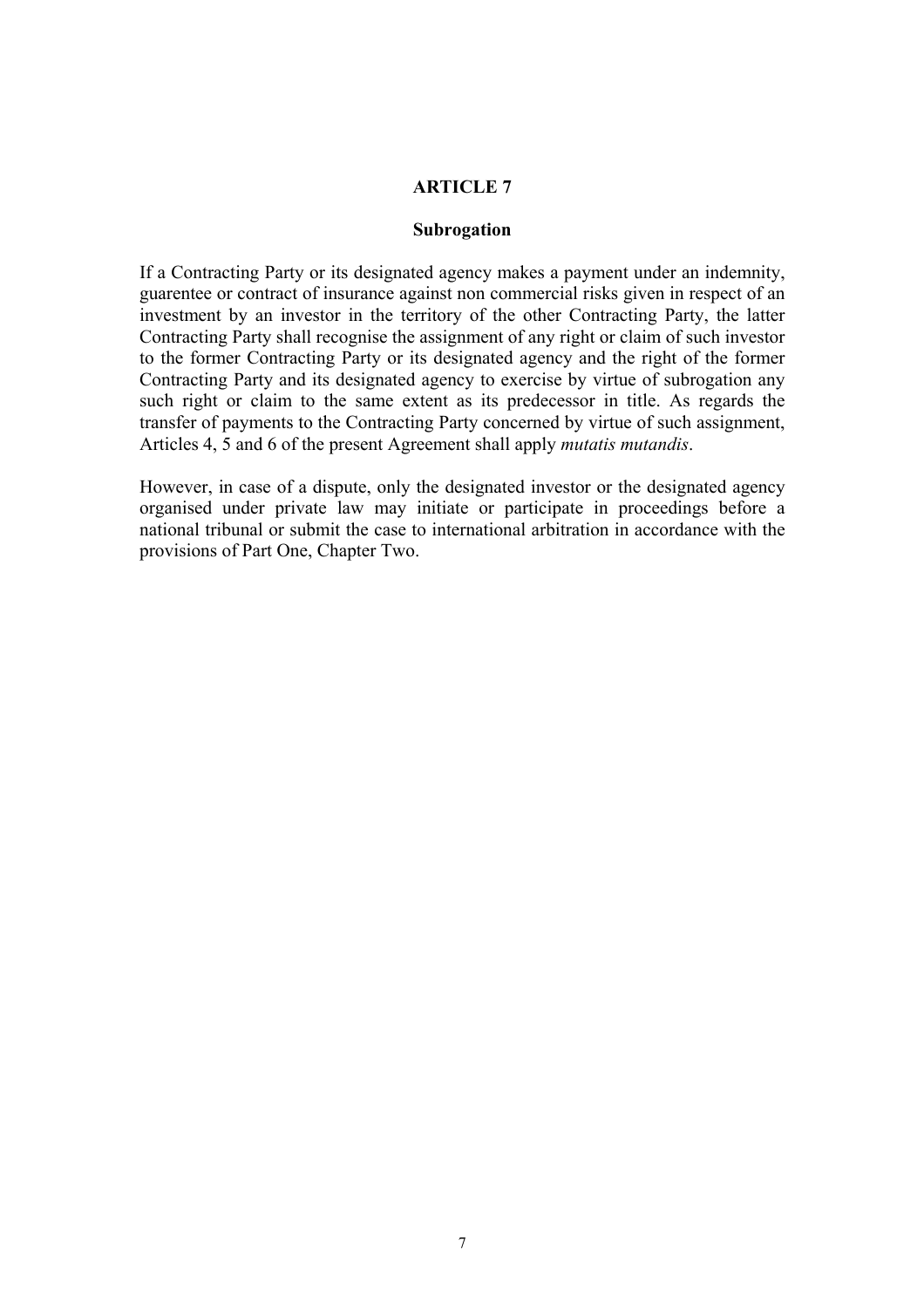## ARTICLE 7

### Subrogation

If a Contracting Party or its designated agency makes a payment under an indemnity, guarentee or contract of insurance against non commercial risks given in respect of an investment by an investor in the territory of the other Contracting Party, the latter Contracting Party shall recognise the assignment of any right or claim of such investor to the former Contracting Party or its designated agency and the right of the former Contracting Party and its designated agency to exercise by virtue of subrogation any such right or claim to the same extent as its predecessor in title. As regards the transfer of payments to the Contracting Party concerned by virtue of such assignment, Articles 4, 5 and 6 of the present Agreement shall apply *mutatis mutandis*.

However, in case of a dispute, only the designated investor or the designated agency organised under private law may initiate or participate in proceedings before a national tribunal or submit the case to international arbitration in accordance with the provisions of Part One, Chapter Two.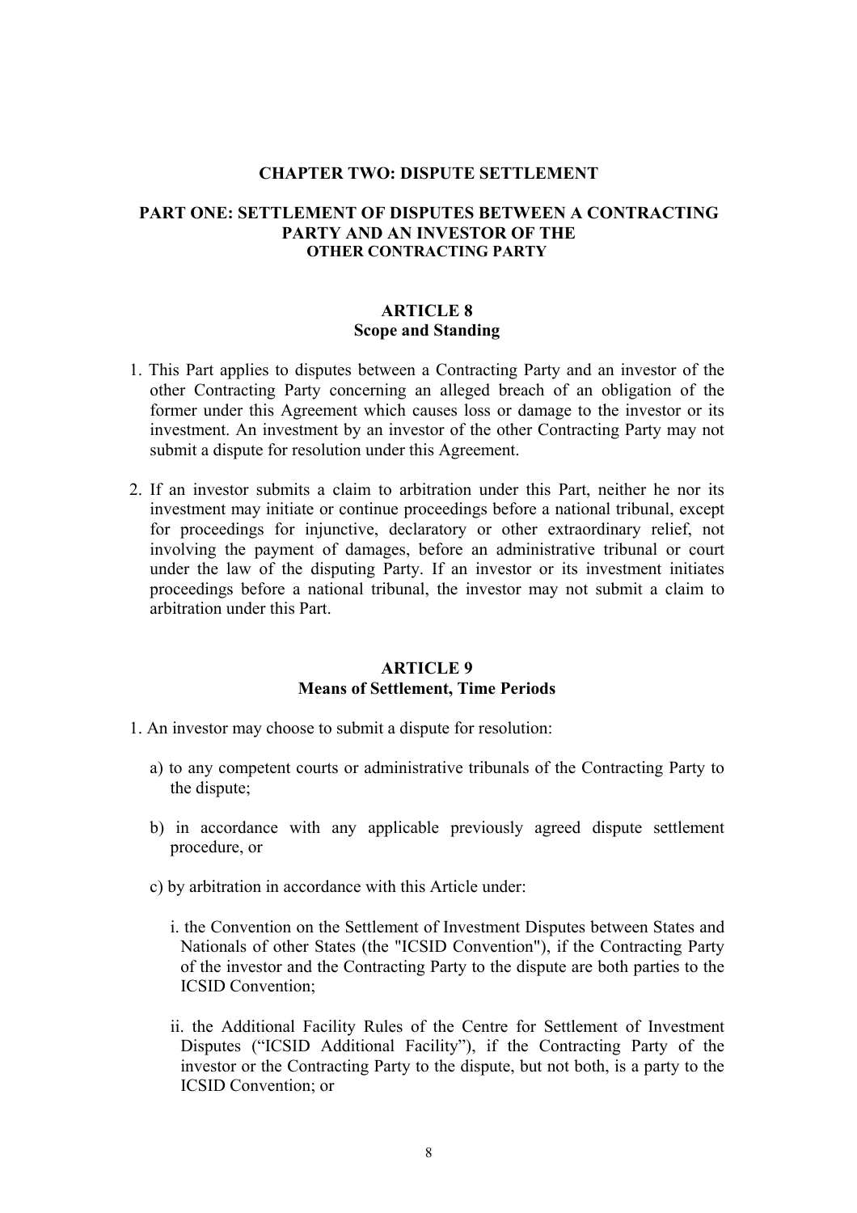## CHAPTER TWO: DISPUTE SETTLEMENT

### PART ONE: SETTLEMENT OF DISPUTES BETWEEN A CONTRACTING PARTY AND AN INVESTOR OF THE OTHER CONTRACTING PARTY

#### ARTICLE 8
#### Scope and Standing

1. This Part applies to disputes between a Contracting Party and an investor of the other Contracting Party concerning an alleged breach of an obligation of the former under this Agreement which causes loss or damage to the investor or its investment. An investment by an investor of the other Contracting Party may not submit a dispute for resolution under this Agreement.

2. If an investor submits a claim to arbitration under this Part, neither he nor its investment may initiate or continue proceedings before a national tribunal, except for proceedings for injunctive, declaratory or other extraordinary relief, not involving the payment of damages, before an administrative tribunal or court under the law of the disputing Party. If an investor or its investment initiates proceedings before a national tribunal, the investor may not submit a claim to arbitration under this Part.

#### ARTICLE 9
#### Means of Settlement, Time Periods

1. An investor may choose to submit a dispute for resolution:

   a) to any competent courts or administrative tribunals of the Contracting Party to the dispute;

   b) in accordance with any applicable previously agreed dispute settlement procedure, or

   c) by arbitration in accordance with this Article under:

      i. the Convention on the Settlement of Investment Disputes between States and Nationals of other States (the "ICSID Convention"), if the Contracting Party of the investor and the Contracting Party to the dispute are both parties to the ICSID Convention;

      ii. the Additional Facility Rules of the Centre for Settlement of Investment Disputes ("ICSID Additional Facility"), if the Contracting Party of the investor or the Contracting Party to the dispute, but not both, is a party to the ICSID Convention; or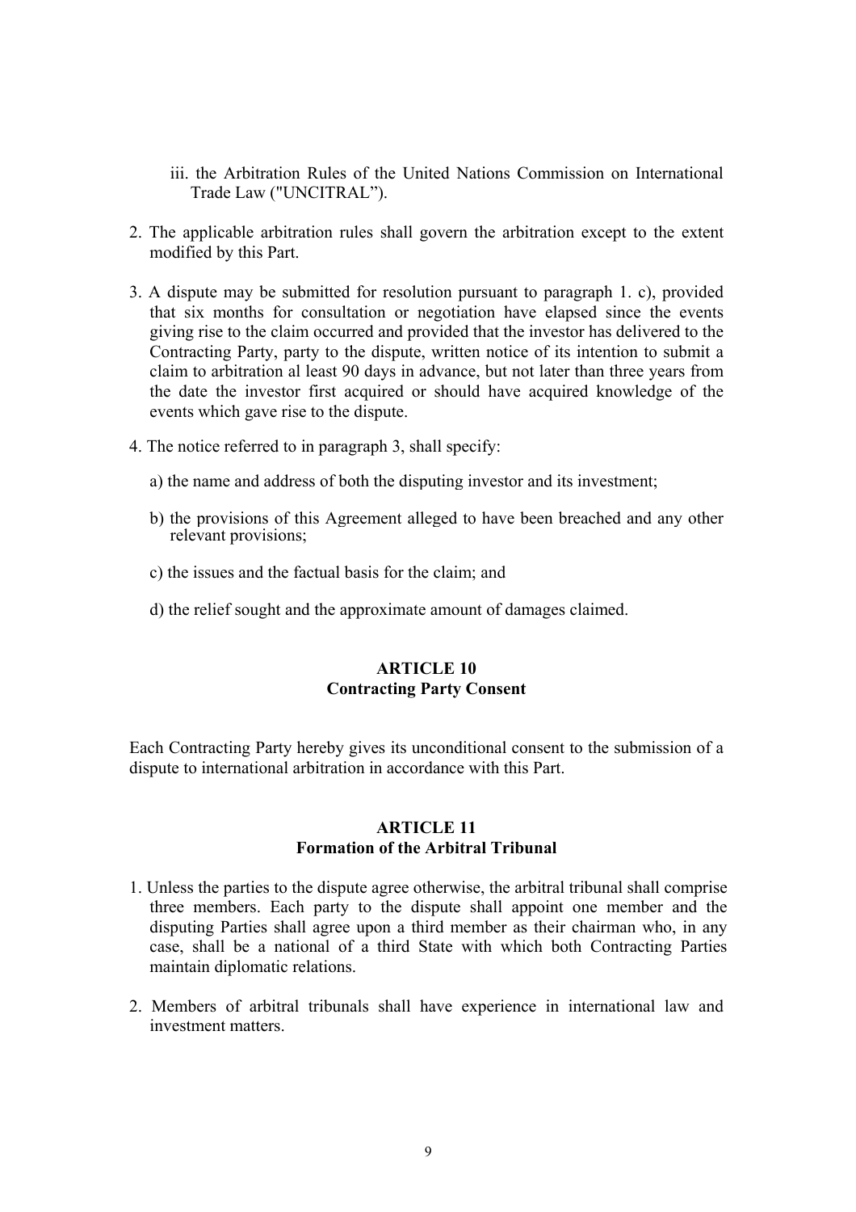iii. the Arbitration Rules of the United Nations Commission on International Trade Law ("UNCITRAL").

2. The applicable arbitration rules shall govern the arbitration except to the extent modified by this Part.

3. A dispute may be submitted for resolution pursuant to paragraph 1. c), provided that six months for consultation or negotiation have elapsed since the events giving rise to the claim occurred and provided that the investor has delivered to the Contracting Party, party to the dispute, written notice of its intention to submit a claim to arbitration al least 90 days in advance, but not later than three years from the date the investor first acquired or should have acquired knowledge of the events which gave rise to the dispute.

4. The notice referred to in paragraph 3, shall specify:

   a) the name and address of both the disputing investor and its investment;

   b) the provisions of this Agreement alleged to have been breached and any other relevant provisions;

   c) the issues and the factual basis for the claim; and

   d) the relief sought and the approximate amount of damages claimed.

**ARTICLE 10**
**Contracting Party Consent**

Each Contracting Party hereby gives its unconditional consent to the submission of a dispute to international arbitration in accordance with this Part.

**ARTICLE 11**
**Formation of the Arbitral Tribunal**

1. Unless the parties to the dispute agree otherwise, the arbitral tribunal shall comprise three members. Each party to the dispute shall appoint one member and the disputing Parties shall agree upon a third member as their chairman who, in any case, shall be a national of a third State with which both Contracting Parties maintain diplomatic relations.

2. Members of arbitral tribunals shall have experience in international law and investment matters.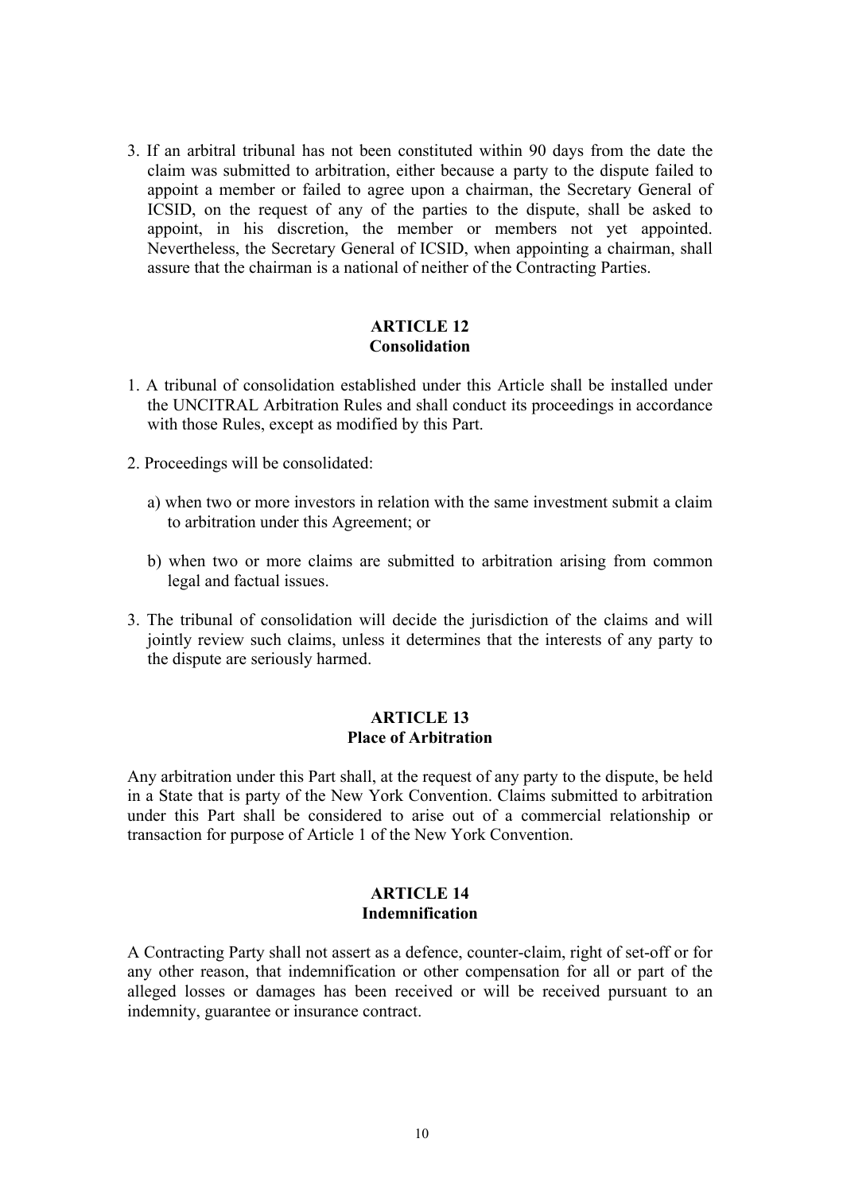3. If an arbitral tribunal has not been constituted within 90 days from the date the claim was submitted to arbitration, either because a party to the dispute failed to appoint a member or failed to agree upon a chairman, the Secretary General of ICSID, on the request of any of the parties to the dispute, shall be asked to appoint, in his discretion, the member or members not yet appointed. Nevertheless, the Secretary General of ICSID, when appointing a chairman, shall assure that the chairman is a national of neither of the Contracting Parties.

## ARTICLE 12
## Consolidation

1. A tribunal of consolidation established under this Article shall be installed under the UNCITRAL Arbitration Rules and shall conduct its proceedings in accordance with those Rules, except as modified by this Part.

2. Proceedings will be consolidated:

   a) when two or more investors in relation with the same investment submit a claim to arbitration under this Agreement; or

   b) when two or more claims are submitted to arbitration arising from common legal and factual issues.

3. The tribunal of consolidation will decide the jurisdiction of the claims and will jointly review such claims, unless it determines that the interests of any party to the dispute are seriously harmed.

## ARTICLE 13
## Place of Arbitration

Any arbitration under this Part shall, at the request of any party to the dispute, be held in a State that is party of the New York Convention. Claims submitted to arbitration under this Part shall be considered to arise out of a commercial relationship or transaction for purpose of Article 1 of the New York Convention.

## ARTICLE 14
## Indemnification

A Contracting Party shall not assert as a defence, counter-claim, right of set-off or for any other reason, that indemnification or other compensation for all or part of the alleged losses or damages has been received or will be received pursuant to an indemnity, guarantee or insurance contract.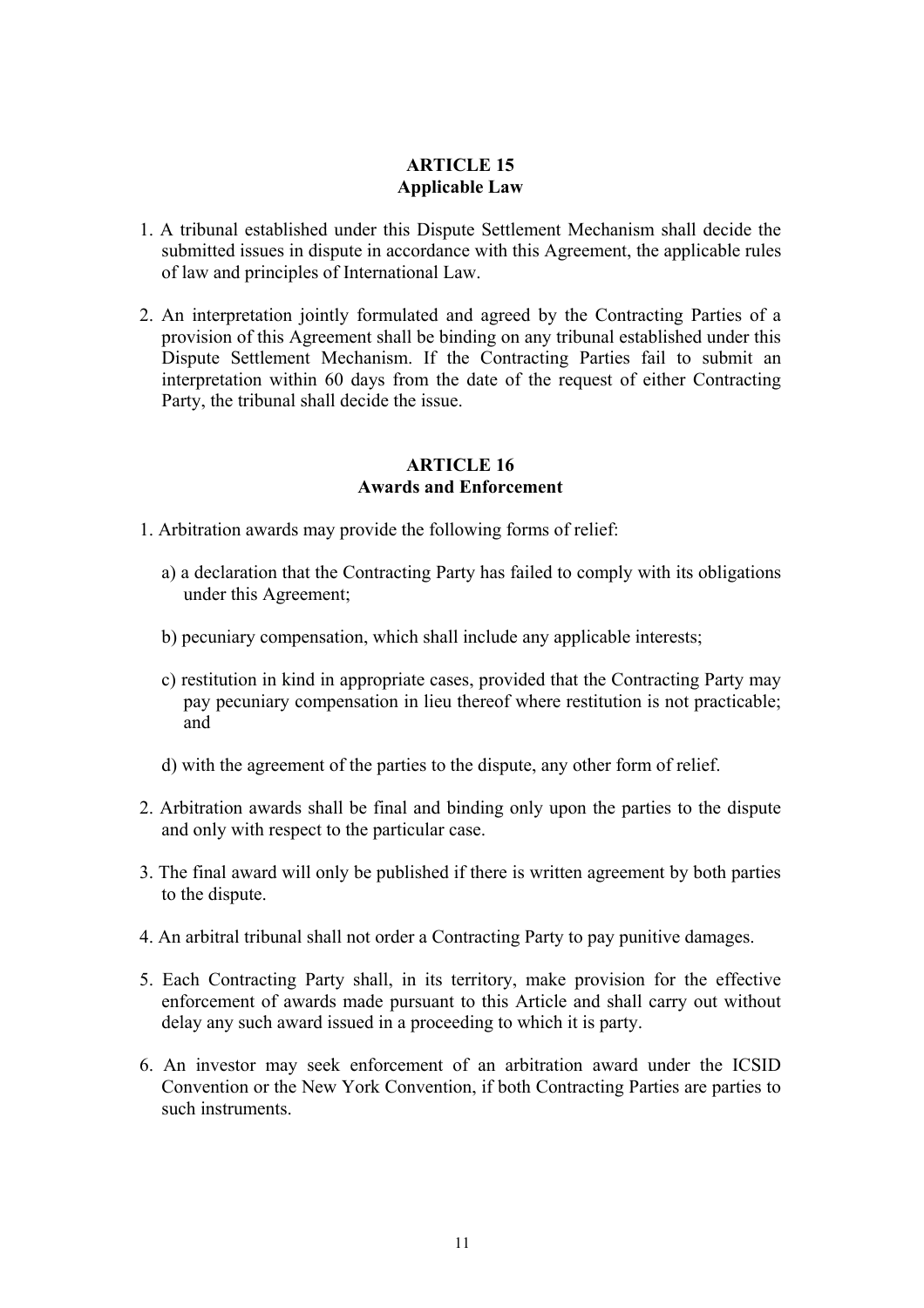## ARTICLE 15
## Applicable Law

1. A tribunal established under this Dispute Settlement Mechanism shall decide the submitted issues in dispute in accordance with this Agreement, the applicable rules of law and principles of International Law.

2. An interpretation jointly formulated and agreed by the Contracting Parties of a provision of this Agreement shall be binding on any tribunal established under this Dispute Settlement Mechanism. If the Contracting Parties fail to submit an interpretation within 60 days from the date of the request of either Contracting Party, the tribunal shall decide the issue.

## ARTICLE 16
## Awards and Enforcement

1. Arbitration awards may provide the following forms of relief:

   a) a declaration that the Contracting Party has failed to comply with its obligations under this Agreement;

   b) pecuniary compensation, which shall include any applicable interests;

   c) restitution in kind in appropriate cases, provided that the Contracting Party may pay pecuniary compensation in lieu thereof where restitution is not practicable; and

   d) with the agreement of the parties to the dispute, any other form of relief.

2. Arbitration awards shall be final and binding only upon the parties to the dispute and only with respect to the particular case.

3. The final award will only be published if there is written agreement by both parties to the dispute.

4. An arbitral tribunal shall not order a Contracting Party to pay punitive damages.

5. Each Contracting Party shall, in its territory, make provision for the effective enforcement of awards made pursuant to this Article and shall carry out without delay any such award issued in a proceeding to which it is party.

6. An investor may seek enforcement of an arbitration award under the ICSID Convention or the New York Convention, if both Contracting Parties are parties to such instruments.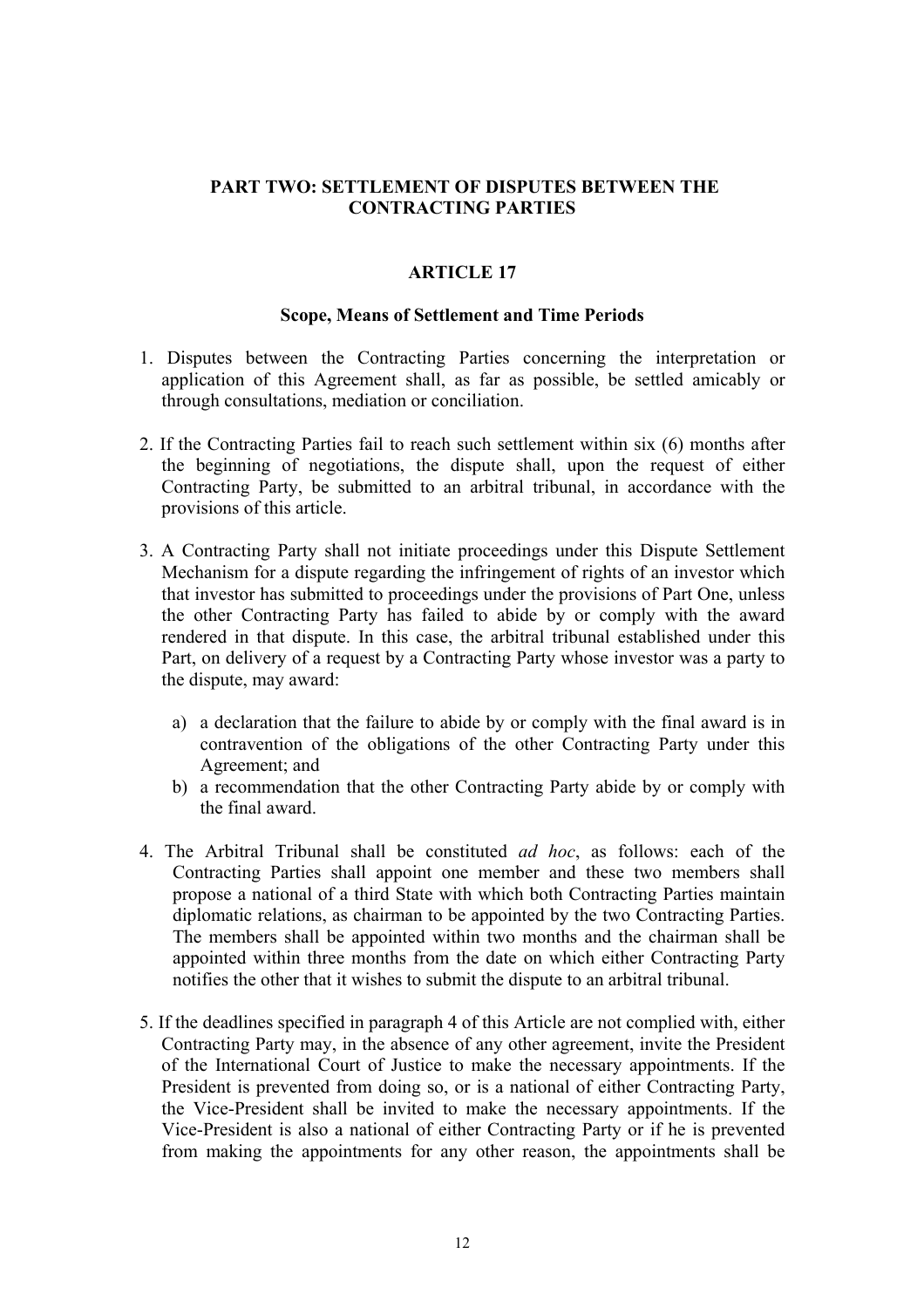## PART TWO: SETTLEMENT OF DISPUTES BETWEEN THE CONTRACTING PARTIES

### ARTICLE 17

#### Scope, Means of Settlement and Time Periods

1. Disputes between the Contracting Parties concerning the interpretation or application of this Agreement shall, as far as possible, be settled amicably or through consultations, mediation or conciliation.

2. If the Contracting Parties fail to reach such settlement within six (6) months after the beginning of negotiations, the dispute shall, upon the request of either Contracting Party, be submitted to an arbitral tribunal, in accordance with the provisions of this article.

3. A Contracting Party shall not initiate proceedings under this Dispute Settlement Mechanism for a dispute regarding the infringement of rights of an investor which that investor has submitted to proceedings under the provisions of Part One, unless the other Contracting Party has failed to abide by or comply with the award rendered in that dispute. In this case, the arbitral tribunal established under this Part, on delivery of a request by a Contracting Party whose investor was a party to the dispute, may award:

    a) a declaration that the failure to abide by or comply with the final award is in contravention of the obligations of the other Contracting Party under this Agreement; and
    b) a recommendation that the other Contracting Party abide by or comply with the final award.

4. The Arbitral Tribunal shall be constituted *ad hoc*, as follows: each of the Contracting Parties shall appoint one member and these two members shall propose a national of a third State with which both Contracting Parties maintain diplomatic relations, as chairman to be appointed by the two Contracting Parties. The members shall be appointed within two months and the chairman shall be appointed within three months from the date on which either Contracting Party notifies the other that it wishes to submit the dispute to an arbitral tribunal.

5. If the deadlines specified in paragraph 4 of this Article are not complied with, either Contracting Party may, in the absence of any other agreement, invite the President of the International Court of Justice to make the necessary appointments. If the President is prevented from doing so, or is a national of either Contracting Party, the Vice-President shall be invited to make the necessary appointments. If the Vice-President is also a national of either Contracting Party or if he is prevented from making the appointments for any other reason, the appointments shall be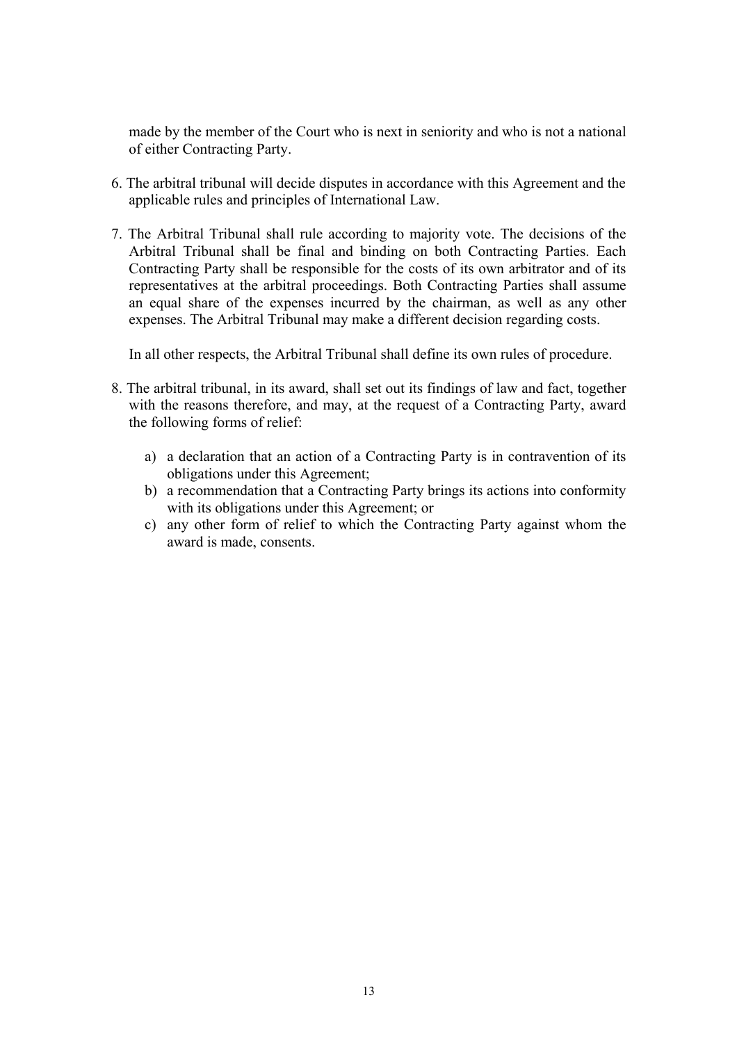made by the member of the Court who is next in seniority and who is not a national of either Contracting Party.

6. The arbitral tribunal will decide disputes in accordance with this Agreement and the applicable rules and principles of International Law.

7. The Arbitral Tribunal shall rule according to majority vote. The decisions of the Arbitral Tribunal shall be final and binding on both Contracting Parties. Each Contracting Party shall be responsible for the costs of its own arbitrator and of its representatives at the arbitral proceedings. Both Contracting Parties shall assume an equal share of the expenses incurred by the chairman, as well as any other expenses. The Arbitral Tribunal may make a different decision regarding costs.

   In all other respects, the Arbitral Tribunal shall define its own rules of procedure.

8. The arbitral tribunal, in its award, shall set out its findings of law and fact, together with the reasons therefore, and may, at the request of a Contracting Party, award the following forms of relief:

   a) a declaration that an action of a Contracting Party is in contravention of its obligations under this Agreement;
   b) a recommendation that a Contracting Party brings its actions into conformity with its obligations under this Agreement; or
   c) any other form of relief to which the Contracting Party against whom the award is made, consents.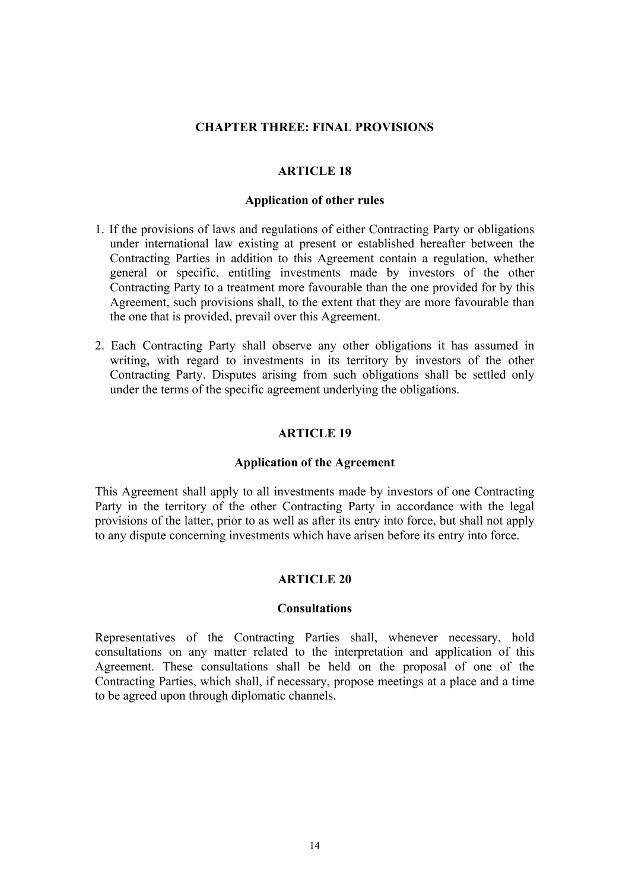## CHAPTER THREE: FINAL PROVISIONS

### ARTICLE 18

#### Application of other rules

1. If the provisions of laws and regulations of either Contracting Party or obligations under international law existing at present or established hereafter between the Contracting Parties in addition to this Agreement contain a regulation, whether general or specific, entitling investments made by investors of the other Contracting Party to a treatment more favourable than the one provided for by this Agreement, such provisions shall, to the extent that they are more favourable than the one that is provided, prevail over this Agreement.

2. Each Contracting Party shall observe any other obligations it has assumed in writing, with regard to investments in its territory by investors of the other Contracting Party. Disputes arising from such obligations shall be settled only under the terms of the specific agreement underlying the obligations.

### ARTICLE 19

#### Application of the Agreement

This Agreement shall apply to all investments made by investors of one Contracting Party in the territory of the other Contracting Party in accordance with the legal provisions of the latter, prior to as well as after its entry into force, but shall not apply to any dispute concerning investments which have arisen before its entry into force.

### ARTICLE 20

#### Consultations

Representatives of the Contracting Parties shall, whenever necessary, hold consultations on any matter related to the interpretation and application of this Agreement. These consultations shall be held on the proposal of one of the Contracting Parties, which shall, if necessary, propose meetings at a place and a time to be agreed upon through diplomatic channels.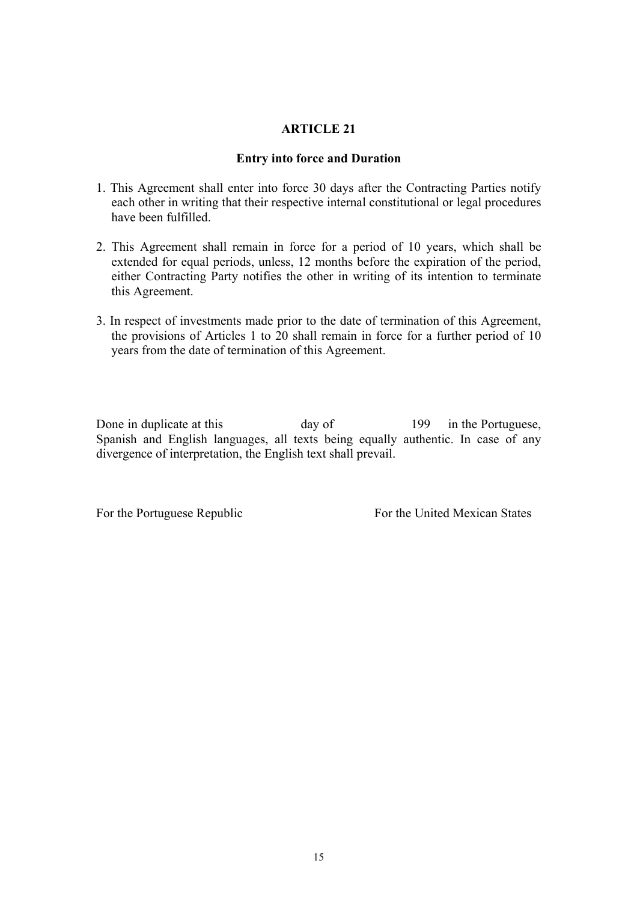## ARTICLE 21

### Entry into force and Duration

1. This Agreement shall enter into force 30 days after the Contracting Parties notify each other in writing that their respective internal constitutional or legal procedures have been fulfilled.

2. This Agreement shall remain in force for a period of 10 years, which shall be extended for equal periods, unless, 12 months before the expiration of the period, either Contracting Party notifies the other in writing of its intention to terminate this Agreement.

3. In respect of investments made prior to the date of termination of this Agreement, the provisions of Articles 1 to 20 shall remain in force for a further period of 10 years from the date of termination of this Agreement.

Done in duplicate at this day of 199 in the Portuguese, Spanish and English languages, all texts being equally authentic. In case of any divergence of interpretation, the English text shall prevail.

For the Portuguese Republic

For the United Mexican States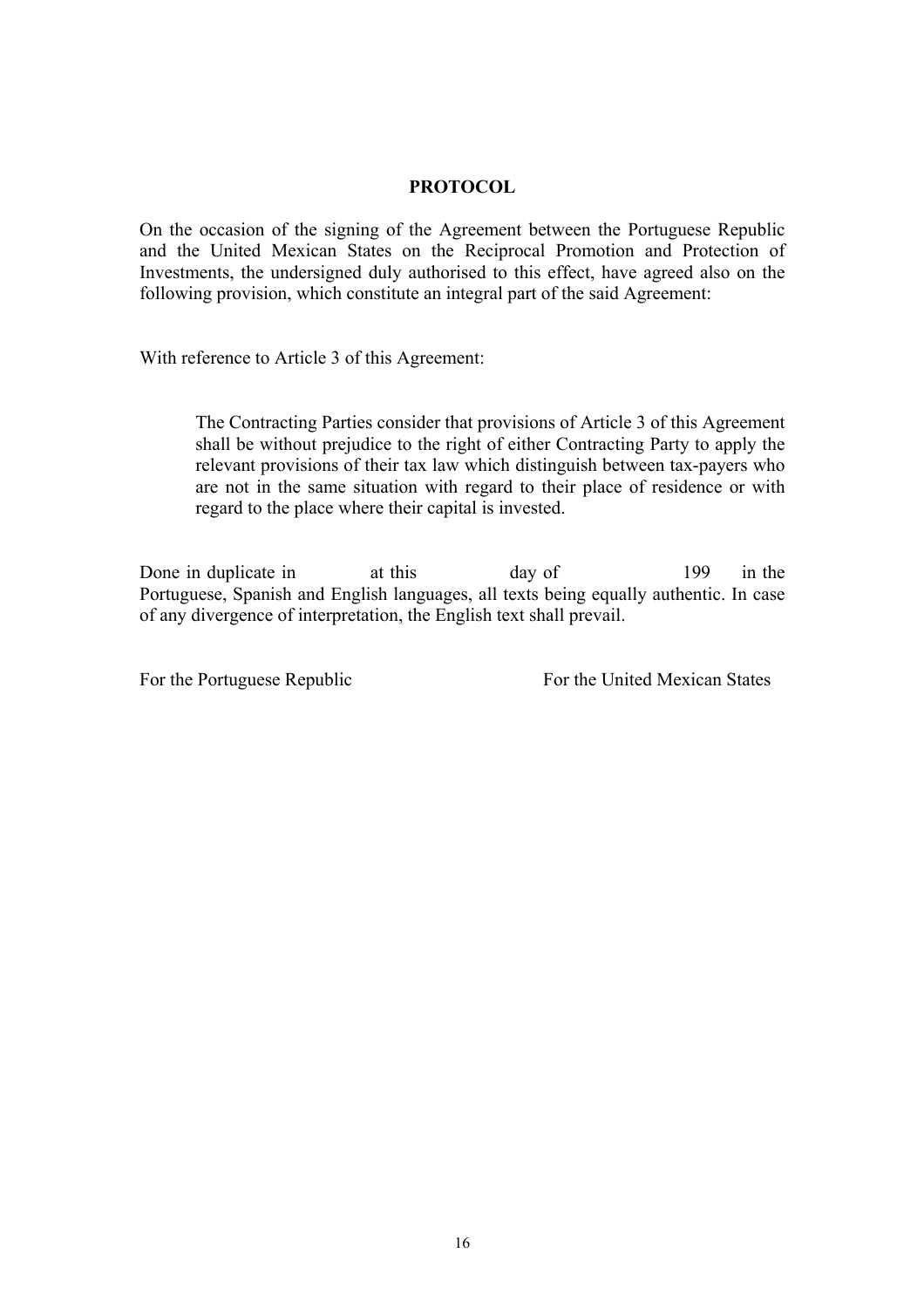**PROTOCOL**

On the occasion of the signing of the Agreement between the Portuguese Republic and the United Mexican States on the Reciprocal Promotion and Protection of Investments, the undersigned duly authorised to this effect, have agreed also on the following provision, which constitute an integral part of the said Agreement:

With reference to Article 3 of this Agreement:

> The Contracting Parties consider that provisions of Article 3 of this Agreement shall be without prejudice to the right of either Contracting Party to apply the relevant provisions of their tax law which distinguish between tax-payers who are not in the same situation with regard to their place of residence or with regard to the place where their capital is invested.

Done in duplicate in at this day of 199 in the Portuguese, Spanish and English languages, all texts being equally authentic. In case of any divergence of interpretation, the English text shall prevail.

For the Portuguese Republic

For the United Mexican States